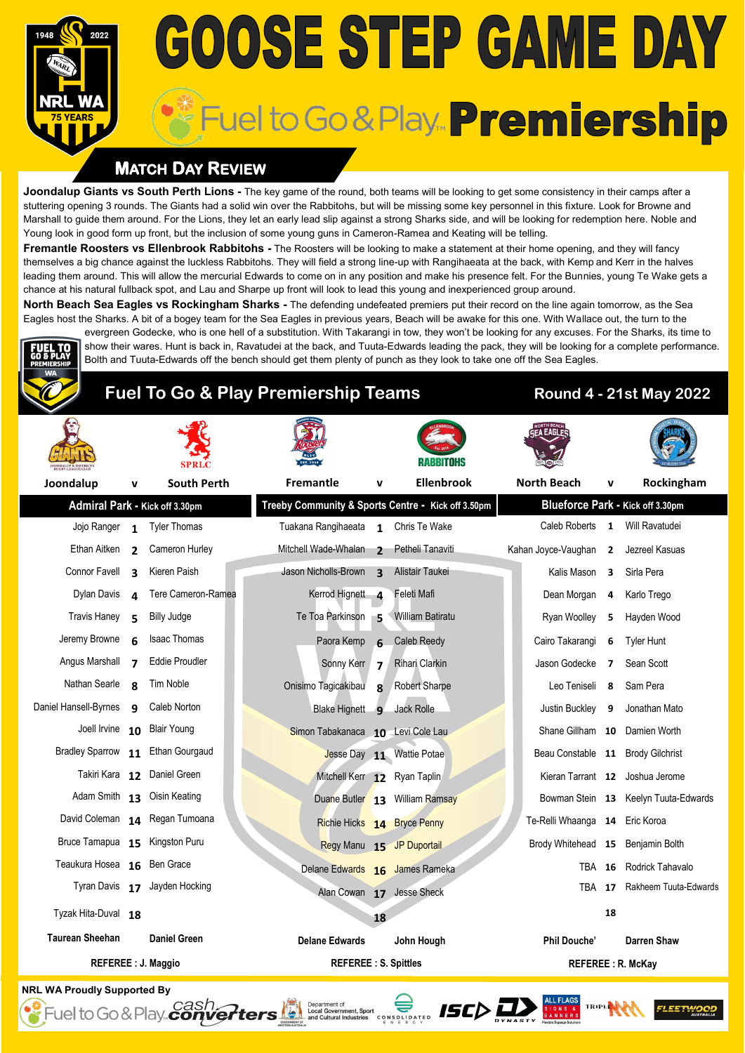# GOOSE STEP GAME DAY

## Fuel to Go & Play Premiership

### Match Day Review

**Joondalup Giants vs South Perth Lions -** The key game of the round, both teams will be looking to get some consistency in their camps after a stuttering opening 3 rounds. The Giants had a solid win over the Rabbitohs, but will be missing some key personnel in this fixture. Look for Browne and Marshall to guide them around. For the Lions, they let an early lead slip against a strong Sharks side, and will be looking for redemption here. Noble and Young look in good form up front, but the inclusion of some young guns in Cameron-Ramea and Keating will be telling.

**Fremantle Roosters vs Ellenbrook Rabbitohs -** The Roosters will be looking to make a statement at their home opening, and they will fancy themselves a big chance against the luckless Rabbitohs. They will field a strong line-up with Rangihaeata at the back, with Kemp and Kerr in the halves leading them around. This will allow the mercurial Edwards to come on in any position and make his presence felt. For the Bunnies, young Te Wake gets a chance at his natural fullback spot, and Lau and Sharpe up front will look to lead this young and inexperienced group around.

**North Beach Sea Eagles vs Rockingham Sharks -** The defending undefeated premiers put their record on the line again tomorrow, as the Sea Eagles host the Sharks. A bit of a bogey team for the Sea Eagles in previous years, Beach will be awake for this one. With Wallace out, the turn to the evergreen Godecke, who is one hell of a substitution. With Takarangi in tow, they won't be looking for any excuses. For the Sharks, its time to show their wares. Hunt is back in, Ravatudei at the back, and Tuuta-Edwards leading the pack, they will be looking for a complete performance. Bolth and Tuuta-Edwards off the bench should get them plenty of punch as they look to take one off the Sea Eagles.

## Fuel To Go & Play Premiership Teams — Round 4 - 21st May 2022

| Joondalup | v | South Perth | Fremantle | v | Ellenbrook | North Beach | v | Rockingham |
|---|---|---|---|---|---|---|---|---|
| **Admiral Park - Kick off 3.30pm** | | | **Treeby Community & Sports Centre - Kick off 3.50pm** | | | **Blueforce Park - Kick off 3.30pm** | | |
| Jojo Ranger | 1 | Tyler Thomas | Tuakana Rangihaeata | 1 | Chris Te Wake | Caleb Roberts | 1 | Will Ravatudei |
| Ethan Aitken | 2 | Cameron Hurley | Mitchell Wade-Whalan | 2 | Petheli Tanaviti | Kahan Joyce-Vaughan | 2 | Jezreel Kasuas |
| Connor Favell | 3 | Kieren Paish | Jason Nicholls-Brown | 3 | Alistair Taukei | Kalis Mason | 3 | Sirla Pera |
| Dylan Davis | 4 | Tere Cameron-Ramea | Kerrod Hignett | 4 | Feleti Mafi | Dean Morgan | 4 | Karlo Trego |
| Travis Haney | 5 | Billy Judge | Te Toa Parkinson | 5 | William Batiratu | Ryan Woolley | 5 | Hayden Wood |
| Jeremy Browne | 6 | Isaac Thomas | Paora Kemp | 6 | Caleb Reedy | Cairo Takarangi | 6 | Tyler Hunt |
| Angus Marshall | 7 | Eddie Proudler | Sonny Kerr | 7 | Rihari Clarkin | Jason Godecke | 7 | Sean Scott |
| Nathan Searle | 8 | Tim Noble | Onisimo Tagicakibau | 8 | Robert Sharpe | Leo Teniseli | 8 | Sam Pera |
| Daniel Hansell-Byrnes | 9 | Caleb Norton | Blake Hignett | 9 | Jack Rolle | Justin Buckley | 9 | Jonathan Mato |
| Joell Irvine | 10 | Blair Young | Simon Tabakanaca | 10 | Levi Cole Lau | Shane Gillham | 10 | Damien Worth |
| Bradley Sparrow | 11 | Ethan Gourgaud | Jesse Day | 11 | Wattie Potae | Beau Constable | 11 | Brody Gilchrist |
| Takiri Kara | 12 | Daniel Green | Mitchell Kerr | 12 | Ryan Taplin | Kieran Tarrant | 12 | Joshua Jerome |
| Adam Smith | 13 | Oisin Keating | Duane Butler | 13 | William Ramsay | Bowman Stein | 13 | Keelyn Tuuta-Edwards |
| David Coleman | 14 | Regan Tumoana | Richie Hicks | 14 | Bryce Penny | Te-Relli Whaanga | 14 | Eric Koroa |
| Bruce Tamapua | 15 | Kingston Puru | Regy Manu | 15 | JP Duportail | Brody Whitehead | 15 | Benjamin Bolth |
| Teaukura Hosea | 16 | Ben Grace | Delane Edwards | 16 | James Rameka | TBA | 16 | Rodrick Tahavalo |
| Tyran Davis | 17 | Jayden Hocking | Alan Cowan | 17 | Jesse Sheck | TBA | 17 | Rakheem Tuuta-Edwards |
| Tyzak Hita-Duval | 18 | | | 18 | | | 18 | |
| **Taurean Sheehan** | | **Daniel Green** | **Delane Edwards** | | **John Hough** | **Phil Douche'** | | **Darren Shaw** |
| **REFEREE : J. Maggio** | | | **REFEREE : S. Spittles** | | | **REFEREE : R. McKay** | | |

**NRL WA Proudly Supported By**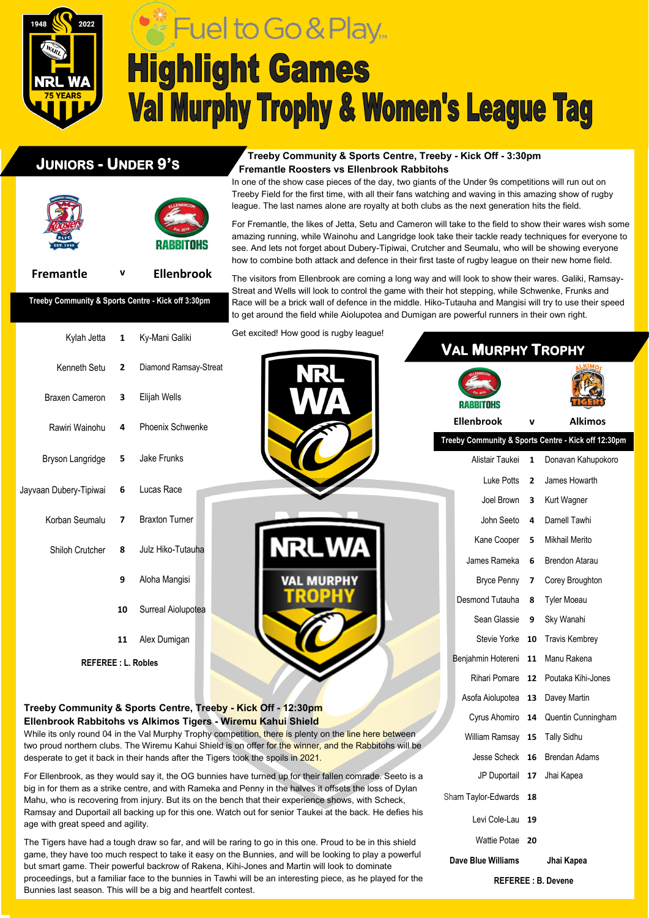# Fuel to Go & Play

# Highlight Games

# Val Murphy Trophy & Women's League Tag

## Juniors - Under 9's

**Fremantle v Ellenbrook**

**Treeby Community & Sports Centre - Kick off 3:30pm**

| Fremantle | # | Ellenbrook |
|---|---|---|
| Kylah Jetta | 1 | Ky-Mani Galiki |
| Kenneth Setu | 2 | Diamond Ramsay-Streat |
| Braxen Cameron | 3 | Elijah Wells |
| Rawiri Wainohu | 4 | Phoenix Schwenke |
| Bryson Langridge | 5 | Jake Frunks |
| Jayvaan Dubery-Tipiwai | 6 | Lucas Race |
| Korban Seumalu | 7 | Braxton Turner |
| Shiloh Crutcher | 8 | Julz Hiko-Tutauha |
| | 9 | Aloha Mangisi |
| | 10 | Surreal Aiolupotea |
| | 11 | Alex Dumigan |

**REFEREE : L. Robles**

**Treeby Community & Sports Centre, Treeby - Kick Off - 3:30pm**
**Fremantle Roosters vs Ellenbrook Rabbitohs**

In one of the show case pieces of the day, two giants of the Under 9s competitions will run out on Treeby Field for the first time, with all their fans watching and waving in this amazing show of rugby league. The last names alone are royalty at both clubs as the next generation hits the field.

For Fremantle, the likes of Jetta, Setu and Cameron will take to the field to show their wares wish some amazing running, while Wainohu and Langridge look take their tackle ready techniques for everyone to see. And lets not forget about Dubery-Tipiwai, Crutcher and Seumalu, who will be showing everyone how to combine both attack and defence in their first taste of rugby league on their new home field.

The visitors from Ellenbrook are coming a long way and will look to show their wares. Galiki, Ramsay-Streat and Wells will look to control the game with their hot stepping, while Schwenke, Frunks and Race will be a brick wall of defence in the middle. Hiko-Tutauha and Mangisi will try to use their speed to get around the field while Aiolupotea and Dumigan are powerful runners in their own right.

Get excited! How good is rugby league!

**Treeby Community & Sports Centre, Treeby - Kick Off - 12:30pm**
**Ellenbrook Rabbitohs vs Alkimos Tigers - Wiremu Kahui Shield**

While its only round 04 in the Val Murphy Trophy competition, there is plenty on the line here between two proud northern clubs. The Wiremu Kahui Shield is on offer for the winner, and the Rabbitohs will be desperate to get it back in their hands after the Tigers took the spoils in 2021.

For Ellenbrook, as they would say it, the OG bunnies have turned up for their fallen comrade. Seeto is a big in for them as a strike centre, and with Rameka and Penny in the halves it offsets the loss of Dylan Mahu, who is recovering from injury. But its on the bench that their experience shows, with Scheck, Ramsay and Duportail all backing up for this one. Watch out for senior Taukei at the back. He defies his age with great speed and agility.

The Tigers have had a tough draw so far, and will be raring to go in this one. Proud to be in this shield game, they have too much respect to take it easy on the Bunnies, and will be looking to play a powerful but smart game. Their powerful backrow of Rakena, Kihi-Jones and Martin will look to dominate proceedings, but a familiar face to the bunnies in Tawhi will be an interesting piece, as he played for the Bunnies last season. This will be a big and heartfelt contest.

## Val Murphy Trophy

**Ellenbrook v Alkimos**

**Treeby Community & Sports Centre - Kick off 12:30pm**

| Ellenbrook | # | Alkimos |
|---|---|---|
| Alistair Taukei | 1 | Donavan Kahupokoro |
| Luke Potts | 2 | James Howarth |
| Joel Brown | 3 | Kurt Wagner |
| John Seeto | 4 | Darnell Tawhi |
| Kane Cooper | 5 | Mikhail Merito |
| James Rameka | 6 | Brendon Atarau |
| Bryce Penny | 7 | Corey Broughton |
| Desmond Tutauha | 8 | Tyler Moeau |
| Sean Glassie | 9 | Sky Wanahi |
| Stevie Yorke | 10 | Travis Kembrey |
| Benjahmin Hotereni | 11 | Manu Rakena |
| Rihari Pomare | 12 | Poutaka Kihi-Jones |
| Asofa Aiolupotea | 13 | Davey Martin |
| Cyrus Ahomiro | 14 | Quentin Cunningham |
| William Ramsay | 15 | Tally Sidhu |
| Jesse Scheck | 16 | Brendan Adams |
| JP Duportail | 17 | Jhai Kapea |
| Sharn Taylor-Edwards | 18 | |
| Levi Cole-Lau | 19 | |
| Wattie Potae | 20 | |
| **Dave Blue Williams** | | **Jhai Kapea** |

**REFEREE : B. Devene**